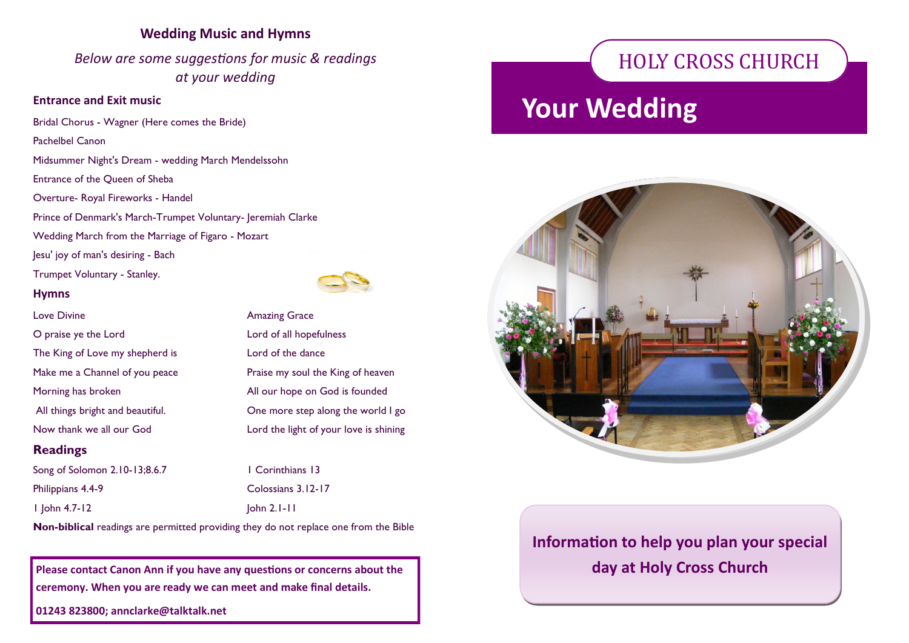## Wedding Music and Hymns

*Below are some suggestions for music & readings at your wedding*

### Entrance and Exit music

Bridal Chorus - Wagner (Here comes the Bride)

Pachelbel Canon

Midsummer Night's Dream - wedding March Mendelssohn

Entrance of the Queen of Sheba

Overture- Royal Fireworks - Handel

Prince of Denmark's March-Trumpet Voluntary- Jeremiah Clarke

Wedding March from the Marriage of Figaro - Mozart

Jesu' joy of man's desiring - Bach

Trumpet Voluntary - Stanley.

### Hymns

Love Divine

O praise ye the Lord

The King of Love my shepherd is

Make me a Channel of you peace

Morning has broken

All things bright and beautiful.

Now thank we all our God

Amazing Grace

Lord of all hopefulness

Lord of the dance

Praise my soul the King of heaven

All our hope on God is founded

One more step along the world I go

Lord the light of your love is shining

### Readings

Song of Solomon 2.10-13;8.6.7

Philippians 4.4-9

I John 4.7-12

I Corinthians 13

Colossians 3.12-17

John 2.1-11

**Non-biblical** readings are permitted providing they do not replace one from the Bible

**Please contact Canon Ann if you have any questions or concerns about the ceremony. When you are ready we can meet and make final details.**

**01243 823800; annclarke@talktalk.net**

# HOLY CROSS CHURCH

# Your Wedding

**Information to help you plan your special day at Holy Cross Church**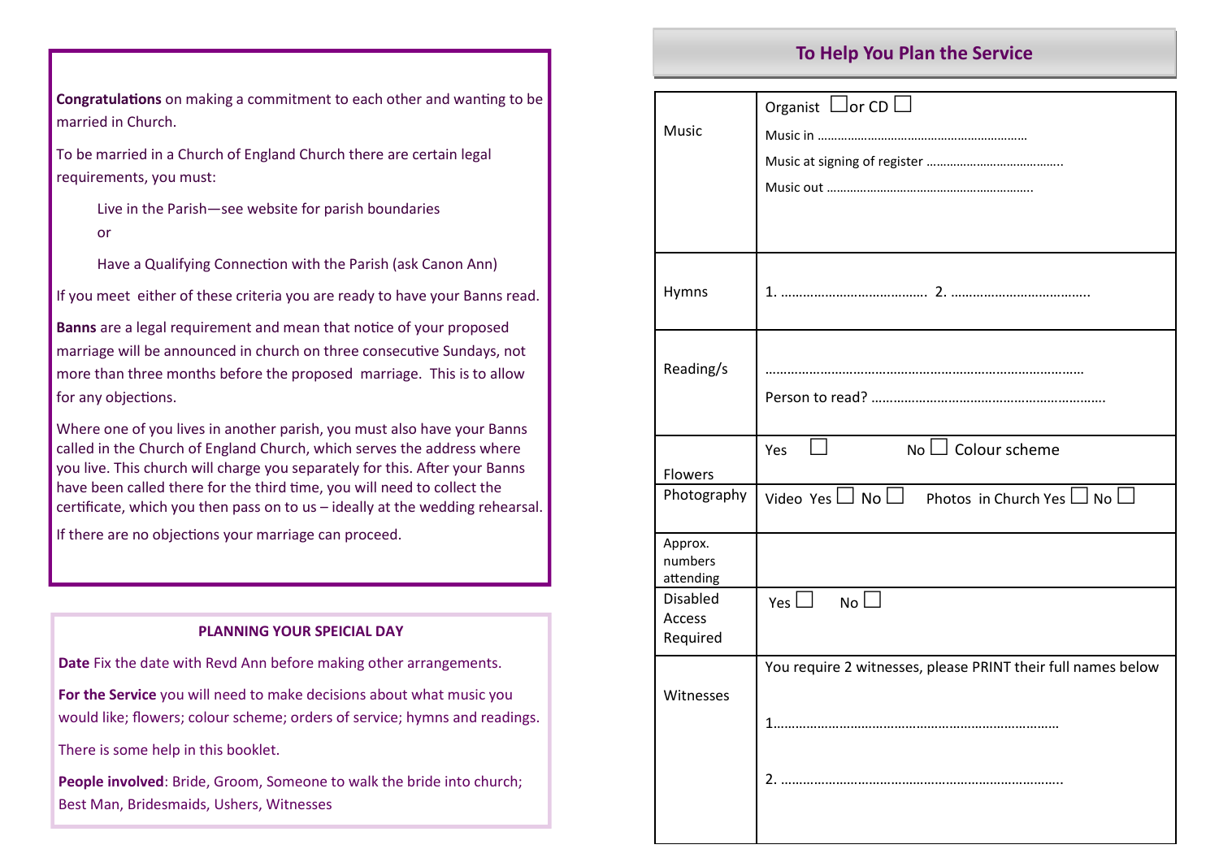**Congratulations** on making a commitment to each other and wanting to be married in Church.

To be married in a Church of England Church there are certain legal requirements, you must:

Live in the Parish—see website for parish boundaries

or

Have a Qualifying Connection with the Parish (ask Canon Ann)

If you meet either of these criteria you are ready to have your Banns read.

**Banns** are a legal requirement and mean that notice of your proposed marriage will be announced in church on three consecutive Sundays, not more than three months before the proposed marriage. This is to allow for any objections.

Where one of you lives in another parish, you must also have your Banns called in the Church of England Church, which serves the address where you live. This church will charge you separately for this. After your Banns have been called there for the third time, you will need to collect the certificate, which you then pass on to us – ideally at the wedding rehearsal.

If there are no objections your marriage can proceed.

**PLANNING YOUR SPEICIAL DAY**

**Date** Fix the date with Revd Ann before making other arrangements.

**For the Service** you will need to make decisions about what music you would like; flowers; colour scheme; orders of service; hymns and readings.

There is some help in this booklet.

**People involved**: Bride, Groom, Someone to walk the bride into church; Best Man, Bridesmaids, Ushers, Witnesses

## To Help You Plan the Service

| | |
|---|---|
| Music | Organist ☐ or CD ☐<br>Music in ………………………………………………………<br>Music at signing of register ………………………………..<br>Music out ……………………………………………………. |
| Hymns | 1. …………………………………. 2. ……………………………….. |
| Reading/s | ……………………………………………………………………………<br>Person to read? ……………………………………………………… |
| Flowers | Yes ☐ No ☐ Colour scheme |
| Photography | Video Yes ☐ No ☐ Photos in Church Yes ☐ No ☐ |
| Approx. numbers attending | |
| Disabled Access Required | Yes ☐ No ☐ |
| Witnesses | You require 2 witnesses, please PRINT their full names below<br>1……………………………………………………………………<br>2. ……………………………………………………………………. |